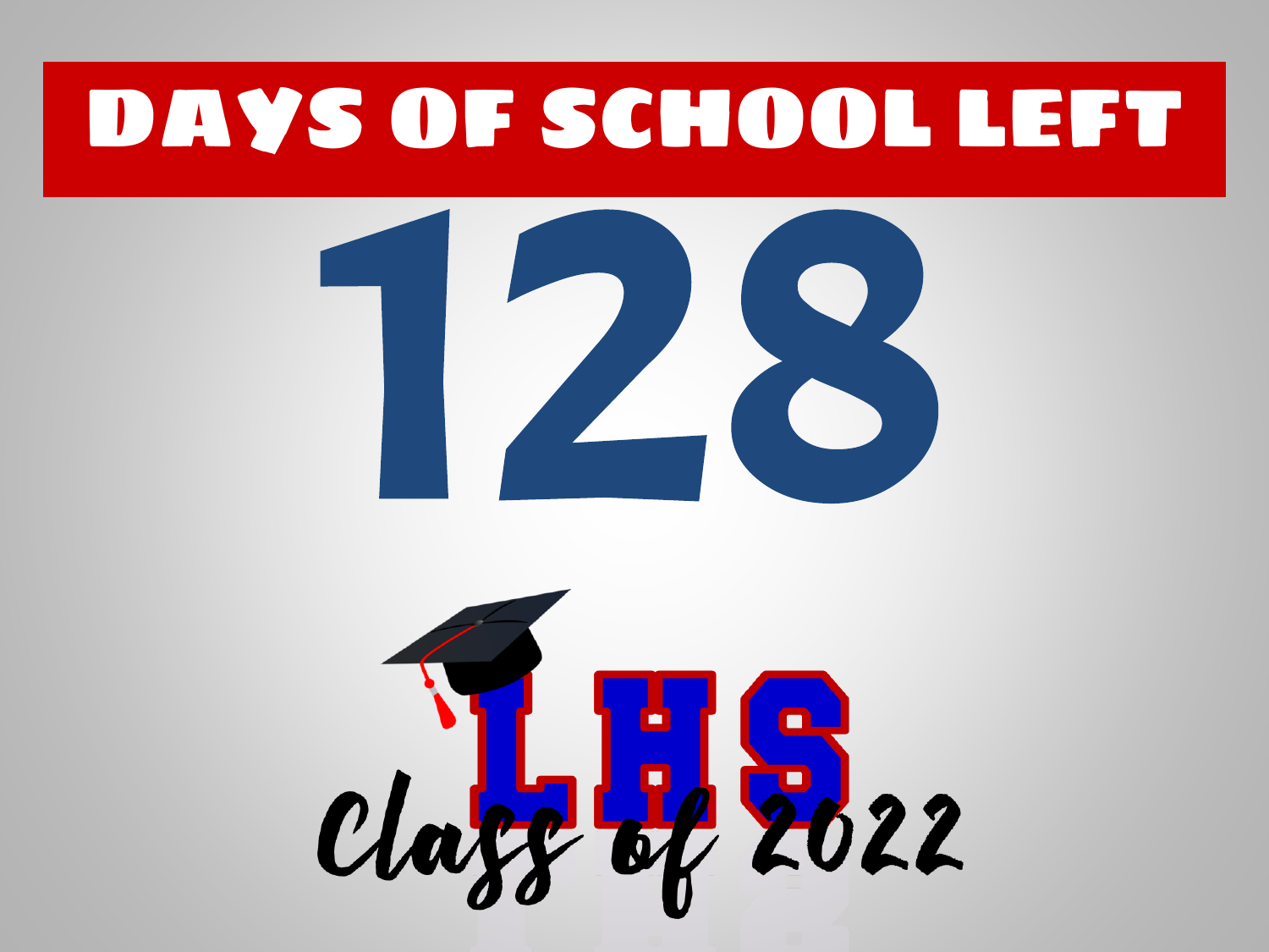# DAYS OF SCHOOL LEFT

# 128

LHS

Class of 2022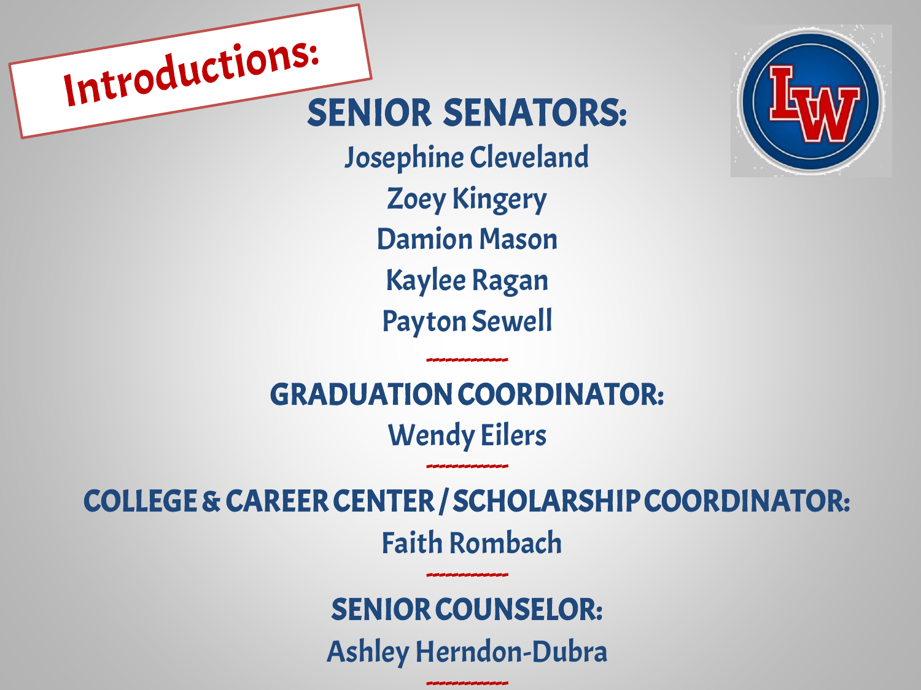# Introductions:

## SENIOR SENATORS:

Josephine Cleveland

Zoey Kingery

Damion Mason

Kaylee Ragan

Payton Sewell

------------

## GRADUATION COORDINATOR:

Wendy Eilers

------------

## COLLEGE & CAREER CENTER / SCHOLARSHIP COORDINATOR:

Faith Rombach

------------

## SENIOR COUNSELOR:

Ashley Herndon-Dubra

------------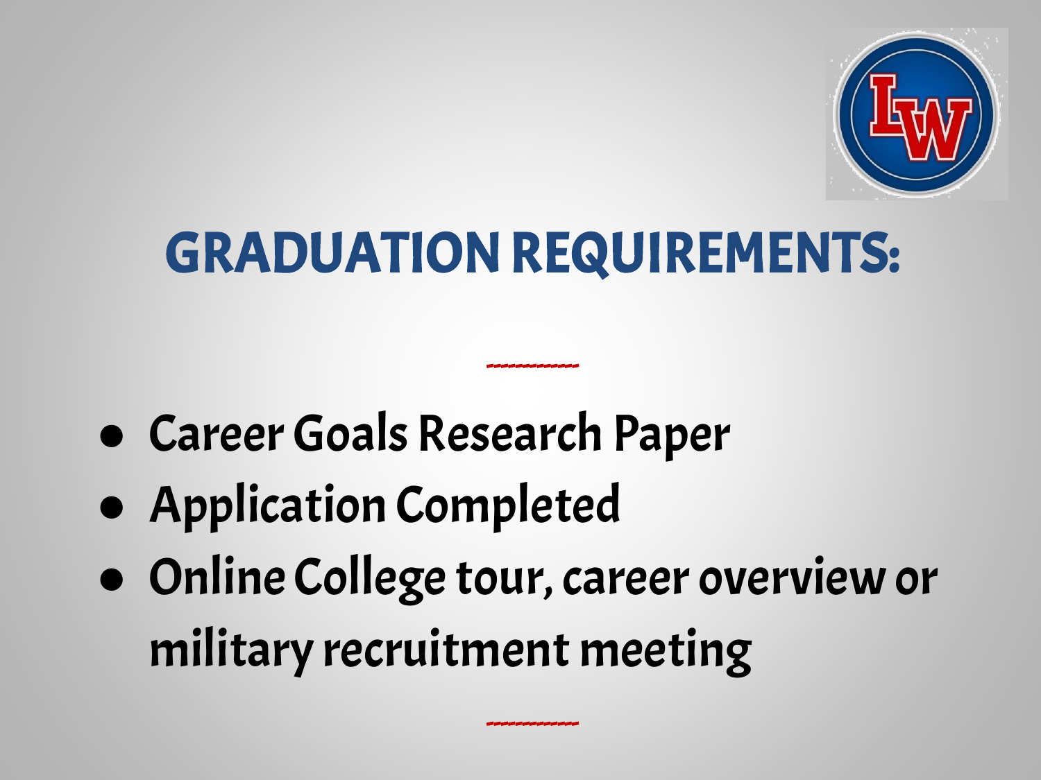# GRADUATION REQUIREMENTS:

- Career Goals Research Paper
- Application Completed
- Online College tour, career overview or military recruitment meeting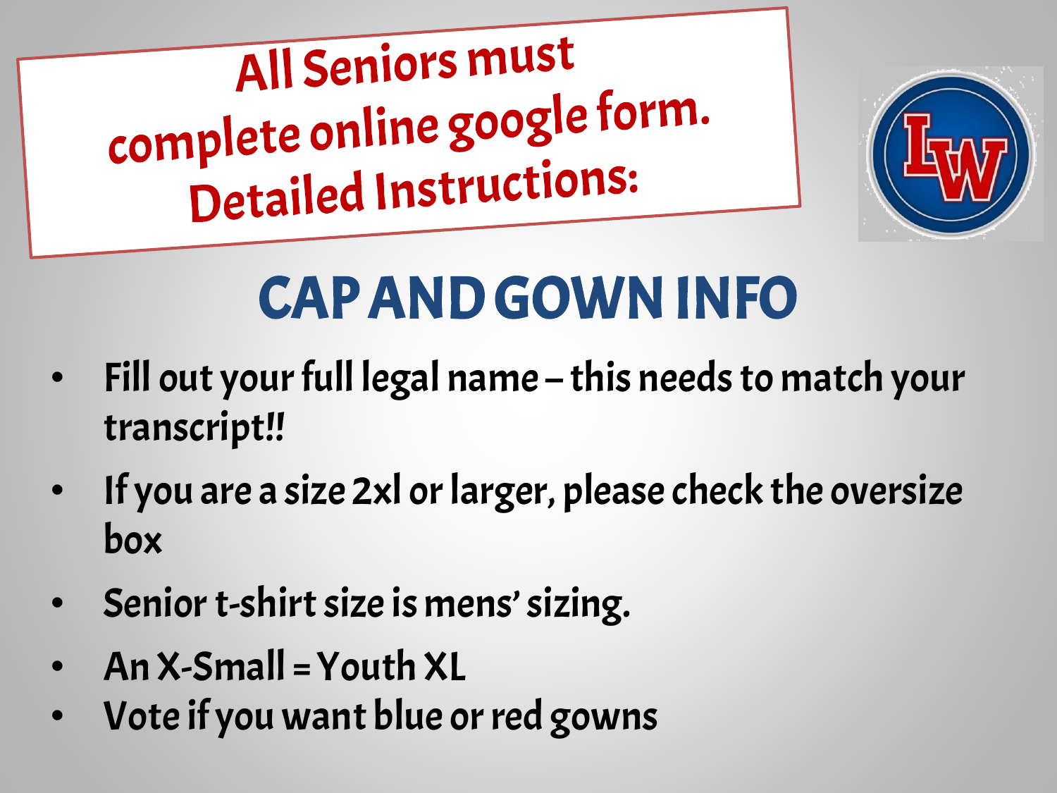**All Seniors must complete online google form. Detailed Instructions:**

# CAP AND GOWN INFO

- Fill out your full legal name – this needs to match your transcript!!
- If you are a size 2xl or larger, please check the oversize box
- Senior t-shirt size is mens' sizing.
- An X-Small = Youth XL
- Vote if you want blue or red gowns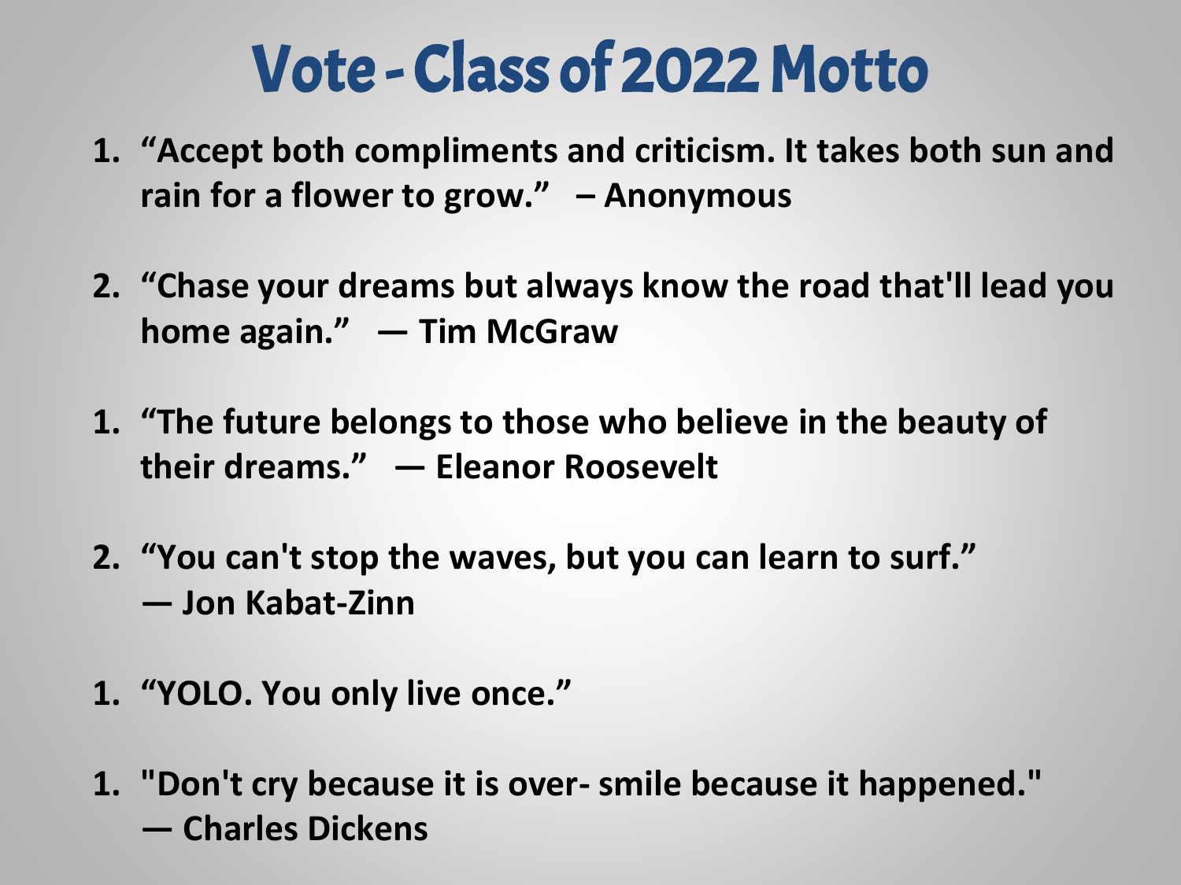# Vote - Class of 2022 Motto

1. **“Accept both compliments and criticism. It takes both sun and rain for a flower to grow.” – Anonymous**

2. **“Chase your dreams but always know the road that'll lead you home again.” — Tim McGraw**

1. **“The future belongs to those who believe in the beauty of their dreams.” — Eleanor Roosevelt**

2. **“You can't stop the waves, but you can learn to surf.” — Jon Kabat-Zinn**

1. **“YOLO. You only live once.”**

1. **"Don't cry because it is over- smile because it happened." — Charles Dickens**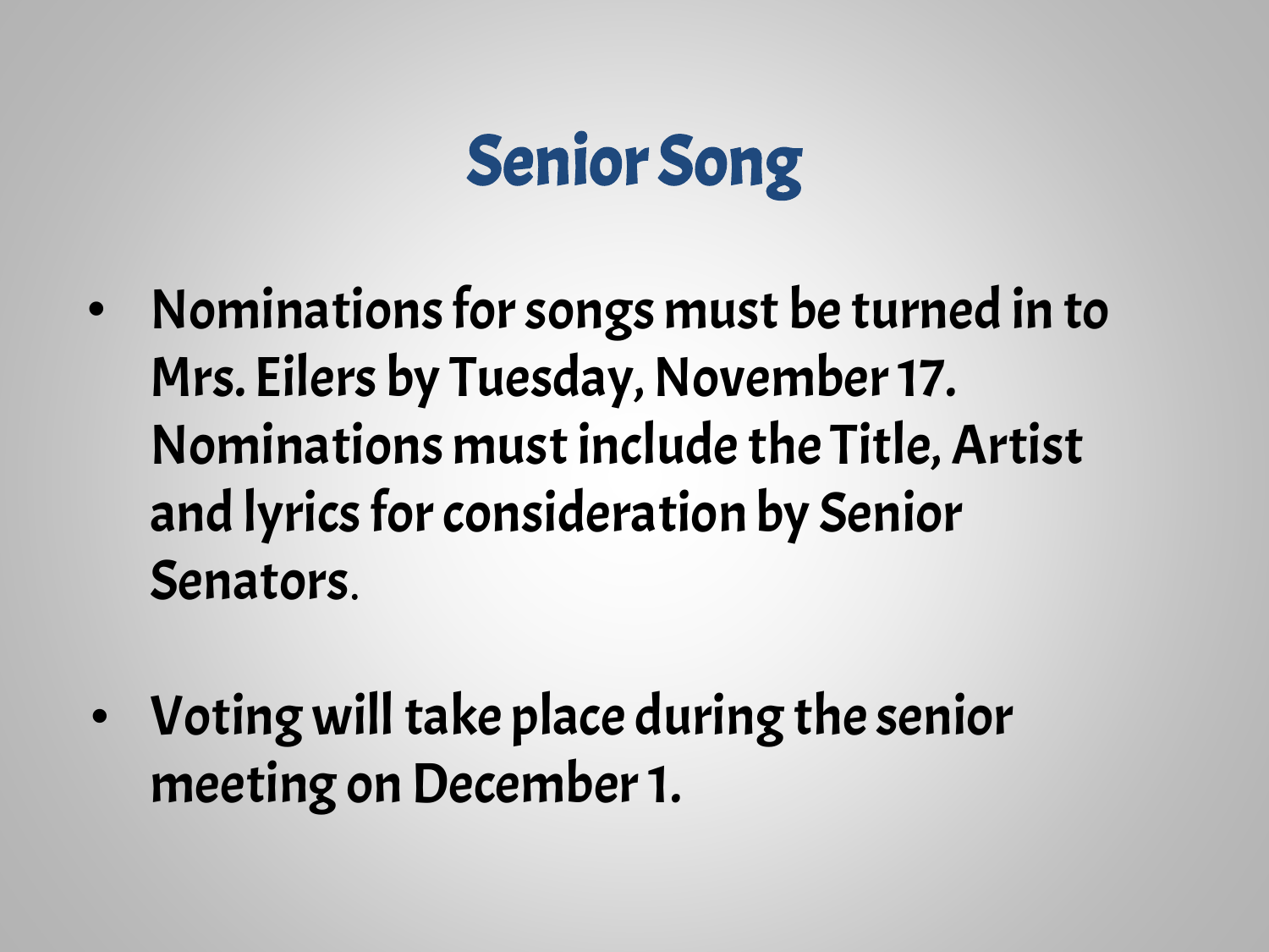# Senior Song

- Nominations for songs must be turned in to Mrs. Eilers by Tuesday, November 17. Nominations must include the Title, Artist and lyrics for consideration by Senior Senators.

- Voting will take place during the senior meeting on December 1.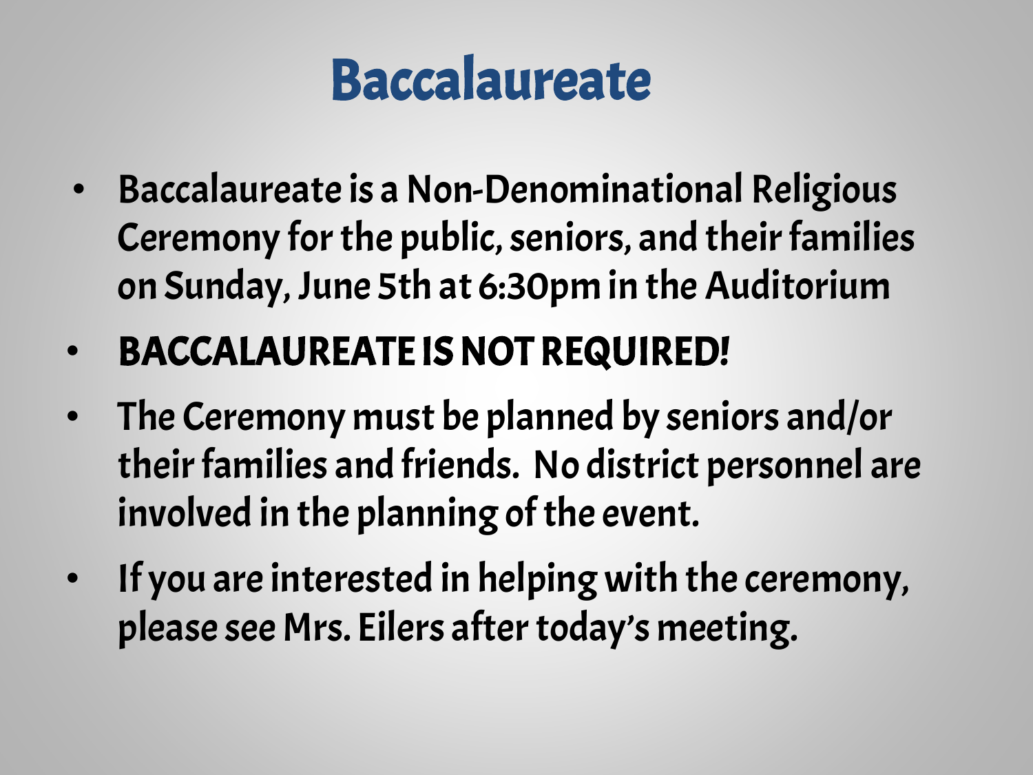# Baccalaureate

- Baccalaureate is a Non-Denominational Religious Ceremony for the public, seniors, and their families on Sunday, June 5th at 6:30pm in the Auditorium
- **BACCALAUREATE IS NOT REQUIRED!**
- The Ceremony must be planned by seniors and/or their families and friends. No district personnel are involved in the planning of the event.
- If you are interested in helping with the ceremony, please see Mrs. Eilers after today's meeting.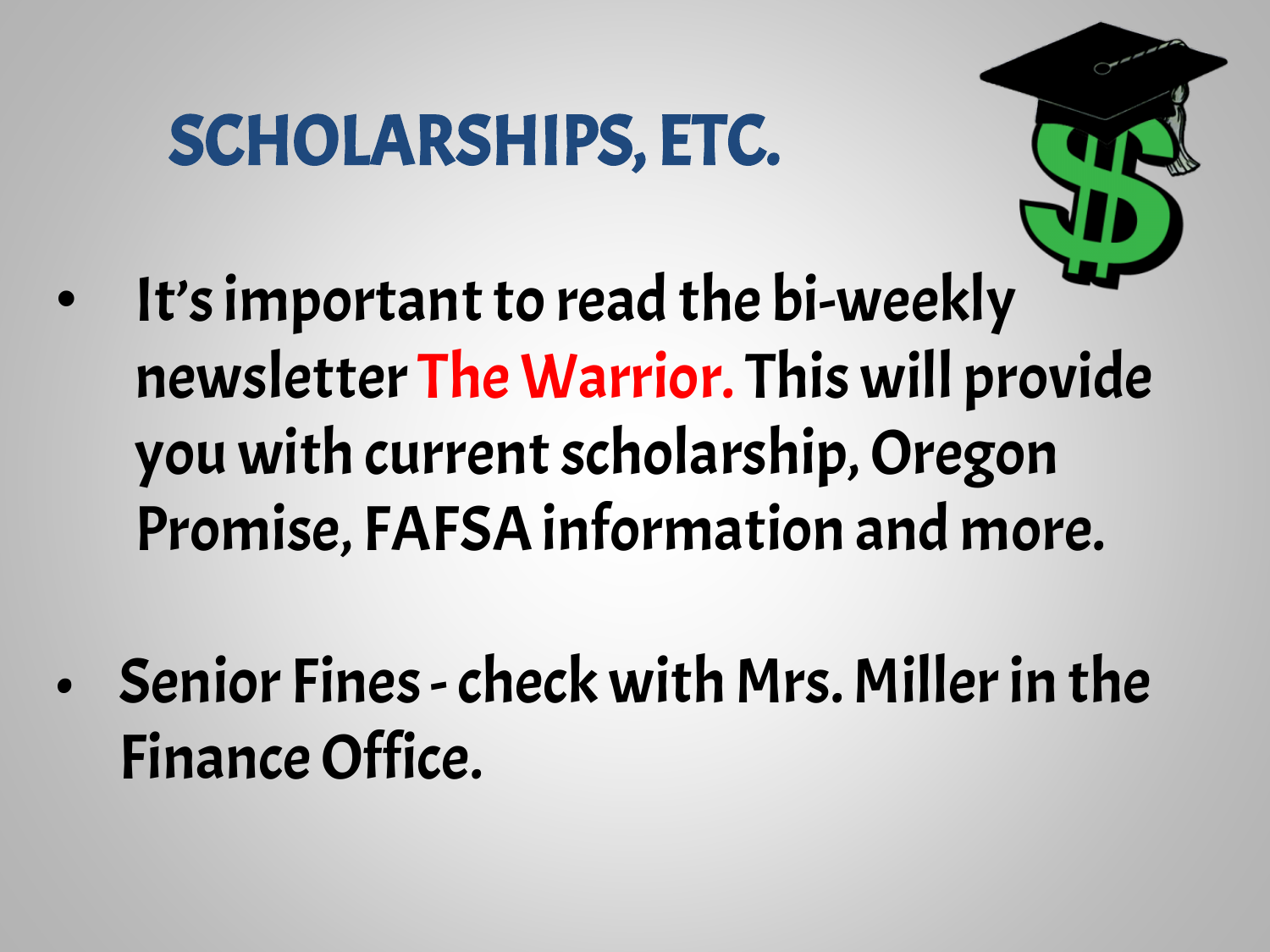# SCHOLARSHIPS, ETC.

- It's important to read the bi-weekly newsletter The Warrior. This will provide you with current scholarship, Oregon Promise, FAFSA information and more.

- Senior Fines - check with Mrs. Miller in the Finance Office.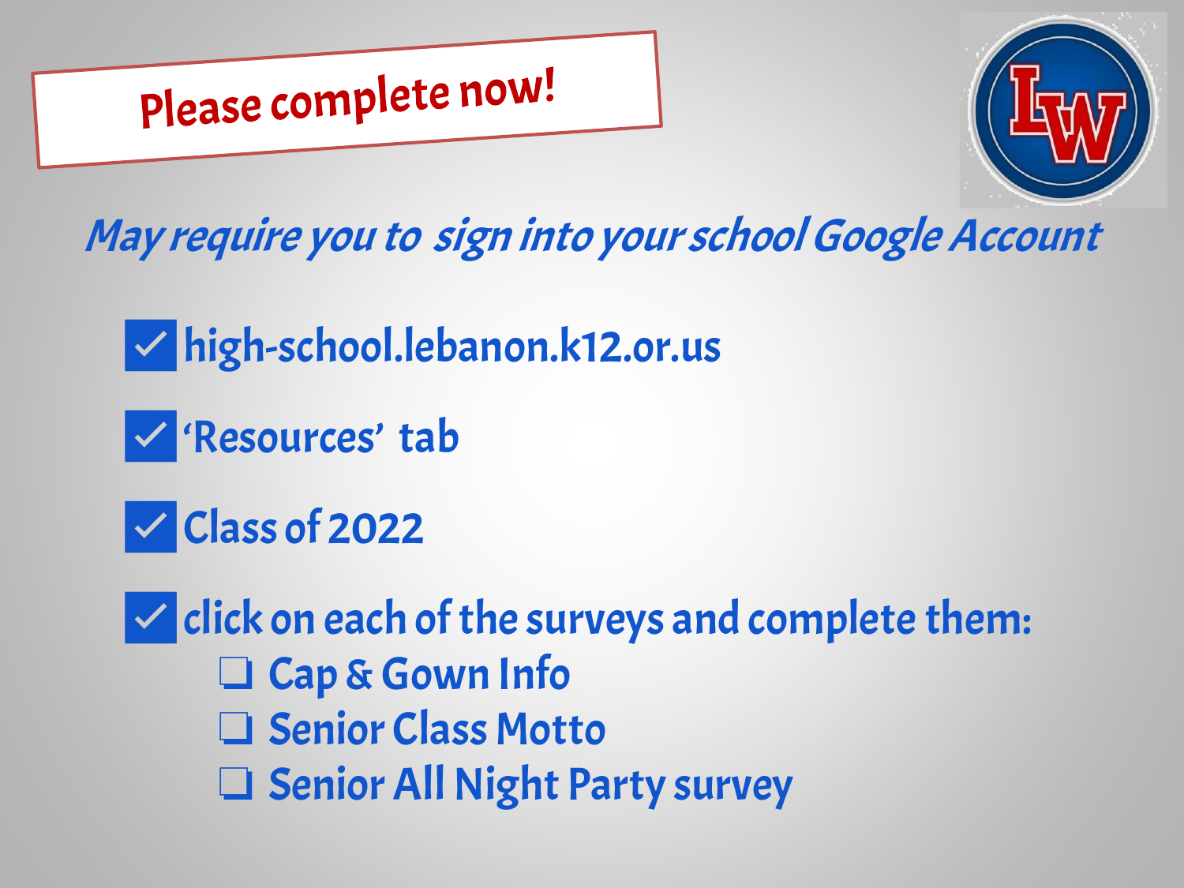## Please complete now!

*May require you to sign into your school Google Account*

- ☑ high-school.lebanon.k12.or.us
- ☑ 'Resources' tab
- ☑ Class of 2022
- ☑ click on each of the surveys and complete them:
  - ❑ Cap & Gown Info
  - ❑ Senior Class Motto
  - ❑ Senior All Night Party survey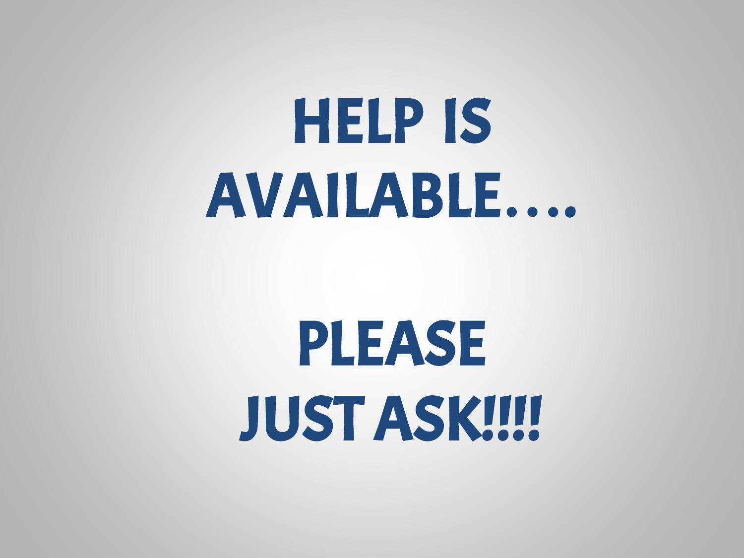# HELP IS AVAILABLE….

# PLEASE JUST ASK!!!!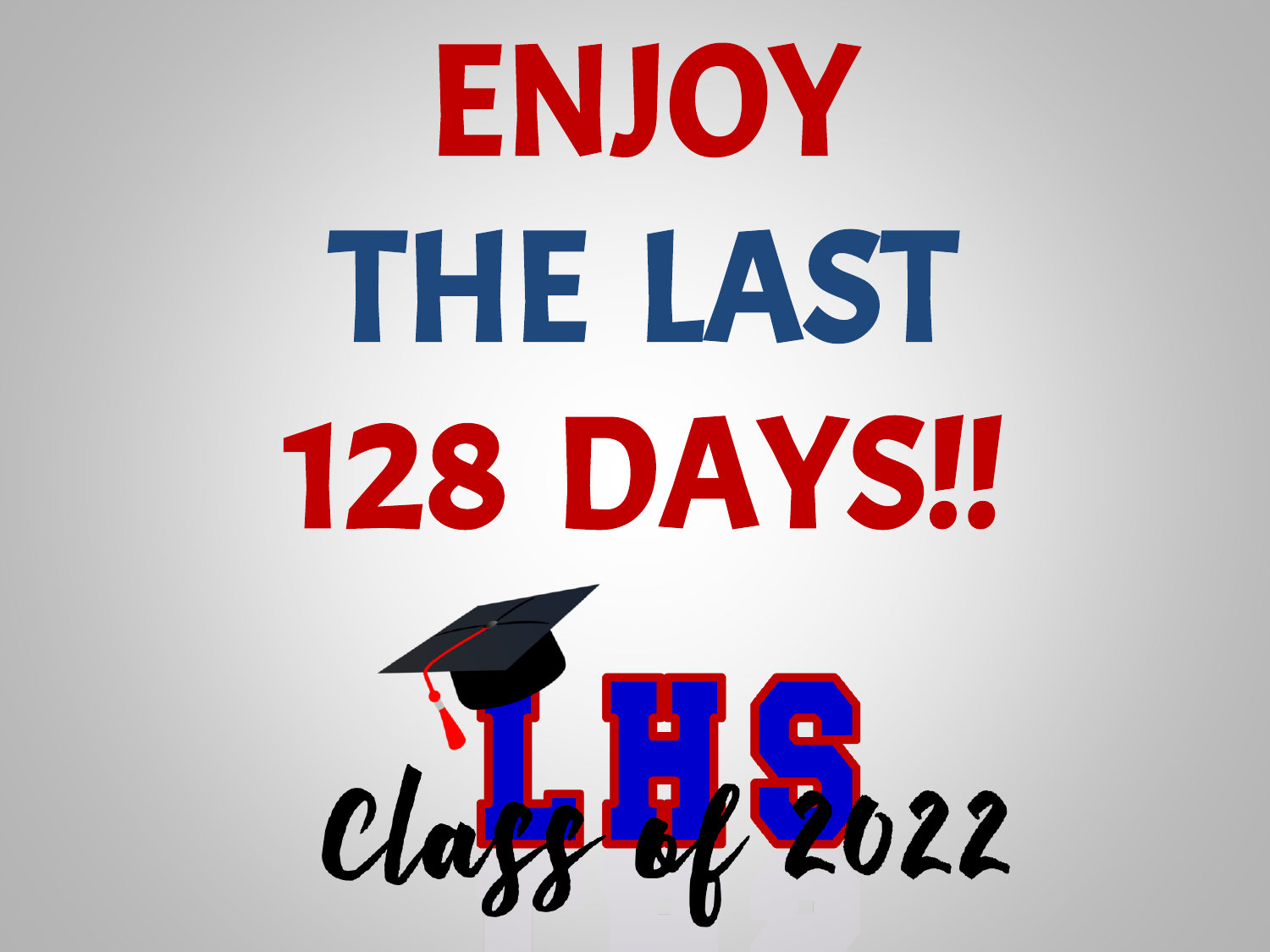# ENJOY THE LAST 128 DAYS!!

LHS

Class of 2022